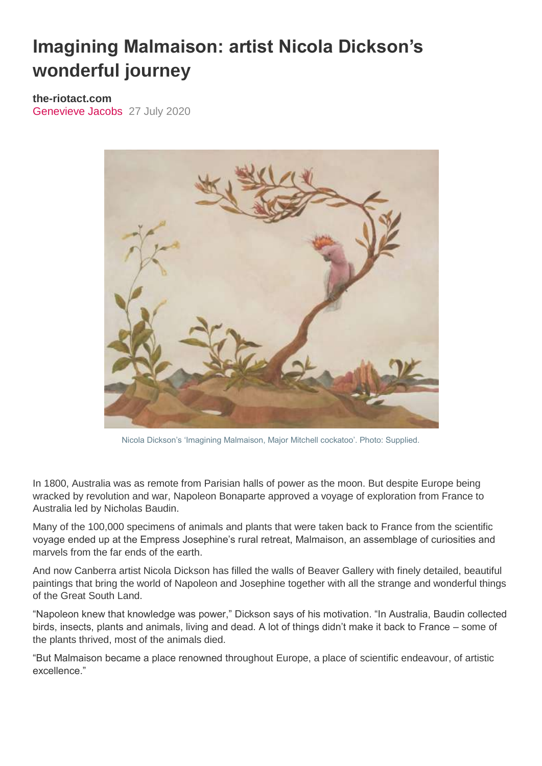# Imagining Malmaison: artist Nicola Dickson's wonderful journey

**the-riotact.com**
Genevieve Jacobs 27 July 2020

Nicola Dickson's 'Imagining Malmaison, Major Mitchell cockatoo'. Photo: Supplied.

In 1800, Australia was as remote from Parisian halls of power as the moon. But despite Europe being wracked by revolution and war, Napoleon Bonaparte approved a voyage of exploration from France to Australia led by Nicholas Baudin.

Many of the 100,000 specimens of animals and plants that were taken back to France from the scientific voyage ended up at the Empress Josephine's rural retreat, Malmaison, an assemblage of curiosities and marvels from the far ends of the earth.

And now Canberra artist Nicola Dickson has filled the walls of Beaver Gallery with finely detailed, beautiful paintings that bring the world of Napoleon and Josephine together with all the strange and wonderful things of the Great South Land.

"Napoleon knew that knowledge was power," Dickson says of his motivation. "In Australia, Baudin collected birds, insects, plants and animals, living and dead. A lot of things didn't make it back to France – some of the plants thrived, most of the animals died.

"But Malmaison became a place renowned throughout Europe, a place of scientific endeavour, of artistic excellence."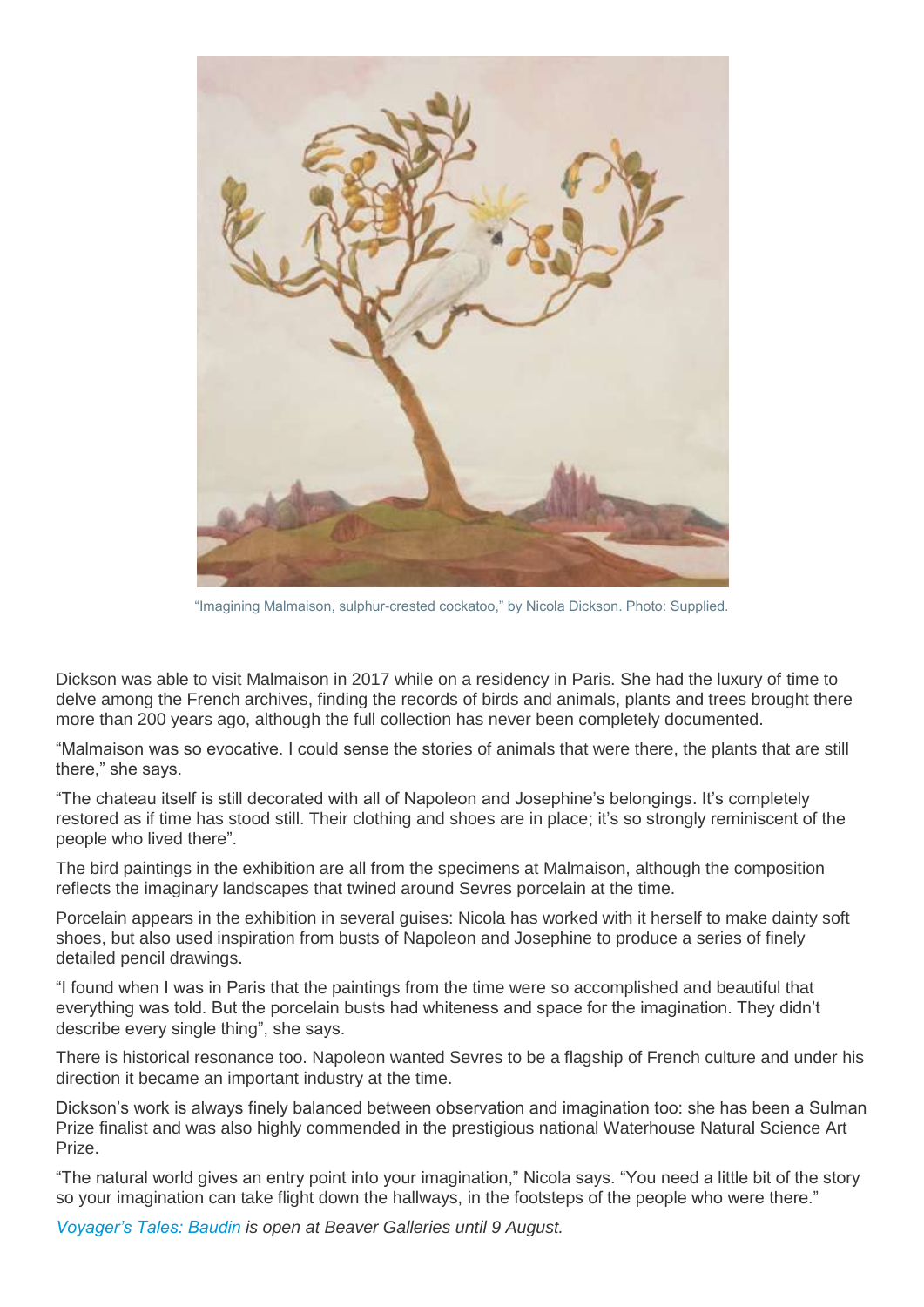"Imagining Malmaison, sulphur-crested cockatoo," by Nicola Dickson. Photo: Supplied.

Dickson was able to visit Malmaison in 2017 while on a residency in Paris. She had the luxury of time to delve among the French archives, finding the records of birds and animals, plants and trees brought there more than 200 years ago, although the full collection has never been completely documented.

"Malmaison was so evocative. I could sense the stories of animals that were there, the plants that are still there," she says.

"The chateau itself is still decorated with all of Napoleon and Josephine's belongings. It's completely restored as if time has stood still. Their clothing and shoes are in place; it's so strongly reminiscent of the people who lived there".

The bird paintings in the exhibition are all from the specimens at Malmaison, although the composition reflects the imaginary landscapes that twined around Sevres porcelain at the time.

Porcelain appears in the exhibition in several guises: Nicola has worked with it herself to make dainty soft shoes, but also used inspiration from busts of Napoleon and Josephine to produce a series of finely detailed pencil drawings.

"I found when I was in Paris that the paintings from the time were so accomplished and beautiful that everything was told. But the porcelain busts had whiteness and space for the imagination. They didn't describe every single thing", she says.

There is historical resonance too. Napoleon wanted Sevres to be a flagship of French culture and under his direction it became an important industry at the time.

Dickson's work is always finely balanced between observation and imagination too: she has been a Sulman Prize finalist and was also highly commended in the prestigious national Waterhouse Natural Science Art Prize.

"The natural world gives an entry point into your imagination," Nicola says. "You need a little bit of the story so your imagination can take flight down the hallways, in the footsteps of the people who were there."

*Voyager's Tales: Baudin is open at Beaver Galleries until 9 August.*